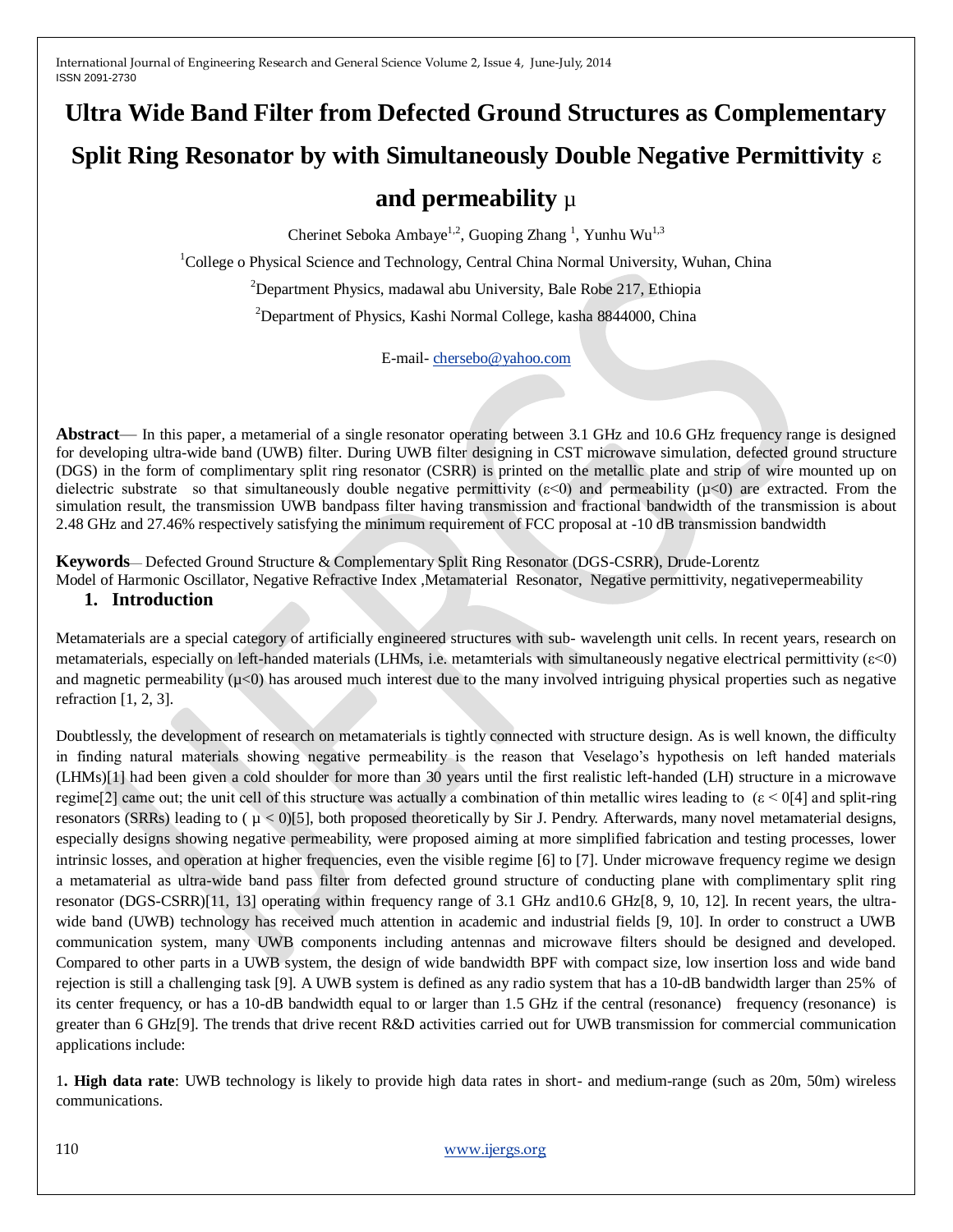# Ultra Wide Band Filter from Defected Ground Structures as Complementary Split Ring Resonator by with Simultaneously Double Negative Permittivity ε and permeability μ

Cherinet Seboka Ambaye[1,2], Guoping Zhang [1], Yunhu Wu[1,3]

[1]College o Physical Science and Technology, Central China Normal University, Wuhan, China

[2]Department Physics, madawal abu University, Bale Robe 217, Ethiopia

[2]Department of Physics, Kashi Normal College, kasha 8844000, China

E-mail- chersebo@yahoo.com

**Abstract**— In this paper, a metamerial of a single resonator operating between 3.1 GHz and 10.6 GHz frequency range is designed for developing ultra-wide band (UWB) filter. During UWB filter designing in CST microwave simulation, defected ground structure (DGS) in the form of complimentary split ring resonator (CSRR) is printed on the metallic plate and strip of wire mounted up on dielectric substrate so that simultaneously double negative permittivity ($\varepsilon<0$) and permeability ($\mu<0$) are extracted. From the simulation result, the transmission UWB bandpass filter having transmission and fractional bandwidth of the transmission is about 2.48 GHz and 27.46% respectively satisfying the minimum requirement of FCC proposal at -10 dB transmission bandwidth

**Keywords**— Defected Ground Structure & Complementary Split Ring Resonator (DGS-CSRR), Drude-Lorentz Model of Harmonic Oscillator, Negative Refractive Index ,Metamaterial Resonator, Negative permittivity, negativepermeability

## 1. Introduction

Metamaterials are a special category of artificially engineered structures with sub- wavelength unit cells. In recent years, research on metamaterials, especially on left-handed materials (LHMs, i.e. metamterials with simultaneously negative electrical permittivity ($\varepsilon<0$) and magnetic permeability ($\mu<0$) has aroused much interest due to the many involved intriguing physical properties such as negative refraction [1, 2, 3].

Doubtlessly, the development of research on metamaterials is tightly connected with structure design. As is well known, the difficulty in finding natural materials showing negative permeability is the reason that Veselago's hypothesis on left handed materials (LHMs)[1] had been given a cold shoulder for more than 30 years until the first realistic left-handed (LH) structure in a microwave regime[2] came out; the unit cell of this structure was actually a combination of thin metallic wires leading to ($\varepsilon < 0$[4] and split-ring resonators (SRRs) leading to ( $\mu < 0$)[5], both proposed theoretically by Sir J. Pendry. Afterwards, many novel metamaterial designs, especially designs showing negative permeability, were proposed aiming at more simplified fabrication and testing processes, lower intrinsic losses, and operation at higher frequencies, even the visible regime [6] to [7]. Under microwave frequency regime we design a metamaterial as ultra-wide band pass filter from defected ground structure of conducting plane with complimentary split ring resonator (DGS-CSRR)[11, 13] operating within frequency range of 3.1 GHz and10.6 GHz[8, 9, 10, 12]. In recent years, the ultra-wide band (UWB) technology has received much attention in academic and industrial fields [9, 10]. In order to construct a UWB communication system, many UWB components including antennas and microwave filters should be designed and developed. Compared to other parts in a UWB system, the design of wide bandwidth BPF with compact size, low insertion loss and wide band rejection is still a challenging task [9]. A UWB system is defined as any radio system that has a 10-dB bandwidth larger than 25% of its center frequency, or has a 10-dB bandwidth equal to or larger than 1.5 GHz if the central (resonance) frequency (resonance) is greater than 6 GHz[9]. The trends that drive recent R&D activities carried out for UWB transmission for commercial communication applications include:

1**. High data rate**: UWB technology is likely to provide high data rates in short- and medium-range (such as 20m, 50m) wireless communications.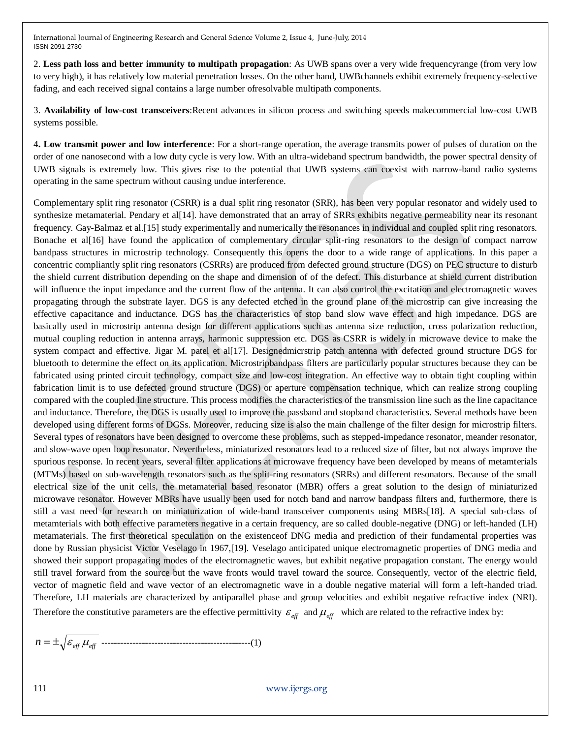2. **Less path loss and better immunity to multipath propagation**: As UWB spans over a very wide frequencyrange (from very low to very high), it has relatively low material penetration losses. On the other hand, UWBchannels exhibit extremely frequency-selective fading, and each received signal contains a large number ofresolvable multipath components.

3. **Availability of low-cost transceivers**:Recent advances in silicon process and switching speeds makecommercial low-cost UWB systems possible.

4. **Low transmit power and low interference**: For a short-range operation, the average transmits power of pulses of duration on the order of one nanosecond with a low duty cycle is very low. With an ultra-wideband spectrum bandwidth, the power spectral density of UWB signals is extremely low. This gives rise to the potential that UWB systems can coexist with narrow-band radio systems operating in the same spectrum without causing undue interference.

Complementary split ring resonator (CSRR) is a dual split ring resonator (SRR), has been very popular resonator and widely used to synthesize metamaterial. Pendary et al[14]. have demonstrated that an array of SRRs exhibits negative permeability near its resonant frequency. Gay-Balmaz et al.[15] study experimentally and numerically the resonances in individual and coupled split ring resonators. Bonache et al[16] have found the application of complementary circular split-ring resonators to the design of compact narrow bandpass structures in microstrip technology. Consequently this opens the door to a wide range of applications. In this paper a concentric compliantly split ring resonators (CSRRs) are produced from defected ground structure (DGS) on PEC structure to disturb the shield current distribution depending on the shape and dimension of of the defect. This disturbance at shield current distribution will influence the input impedance and the current flow of the antenna. It can also control the excitation and electromagnetic waves propagating through the substrate layer. DGS is any defected etched in the ground plane of the microstrip can give increasing the effective capacitance and inductance. DGS has the characteristics of stop band slow wave effect and high impedance. DGS are basically used in microstrip antenna design for different applications such as antenna size reduction, cross polarization reduction, mutual coupling reduction in antenna arrays, harmonic suppression etc. DGS as CSRR is widely in microwave device to make the system compact and effective. Jigar M. patel et al[17]. Designedmicrstrip patch antenna with defected ground structure DGS for bluetooth to determine the effect on its application. Microstripbandpass filters are particularly popular structures because they can be fabricated using printed circuit technology, compact size and low-cost integration. An effective way to obtain tight coupling within fabrication limit is to use defected ground structure (DGS) or aperture compensation technique, which can realize strong coupling compared with the coupled line structure. This process modifies the characteristics of the transmission line such as the line capacitance and inductance. Therefore, the DGS is usually used to improve the passband and stopband characteristics. Several methods have been developed using different forms of DGSs. Moreover, reducing size is also the main challenge of the filter design for microstrip filters. Several types of resonators have been designed to overcome these problems, such as stepped-impedance resonator, meander resonator, and slow-wave open loop resonator. Nevertheless, miniaturized resonators lead to a reduced size of filter, but not always improve the spurious response. In recent years, several filter applications at microwave frequency have been developed by means of metamterials (MTMs) based on sub-wavelength resonators such as the split-ring resonators (SRRs) and different resonators. Because of the small electrical size of the unit cells, the metamaterial based resonator (MBR) offers a great solution to the design of miniaturized microwave resonator. However MBRs have usually been used for notch band and narrow bandpass filters and, furthermore, there is still a vast need for research on miniaturization of wide-band transceiver components using MBRs[18]. A special sub-class of metamterials with both effective parameters negative in a certain frequency, are so called double-negative (DNG) or left-handed (LH) metamaterials. The first theoretical speculation on the existenceof DNG media and prediction of their fundamental properties was done by Russian physicist Victor Veselago in 1967,[19]. Veselago anticipated unique electromagnetic properties of DNG media and showed their support propagating modes of the electromagnetic waves, but exhibit negative propagation constant. The energy would still travel forward from the source but the wave fronts would travel toward the source. Consequently, vector of the electric field, vector of magnetic field and wave vector of an electromagnetic wave in a double negative material will form a left-handed triad. Therefore, LH materials are characterized by antiparallel phase and group velocities and exhibit negative refractive index (NRI). Therefore the constitutive parameters are the effective permittivity $\varepsilon_{eff}$ and $\mu_{eff}$ which are related to the refractive index by:

$$n = \pm\sqrt{\varepsilon_{eff}\,\mu_{eff}} \qquad (1)$$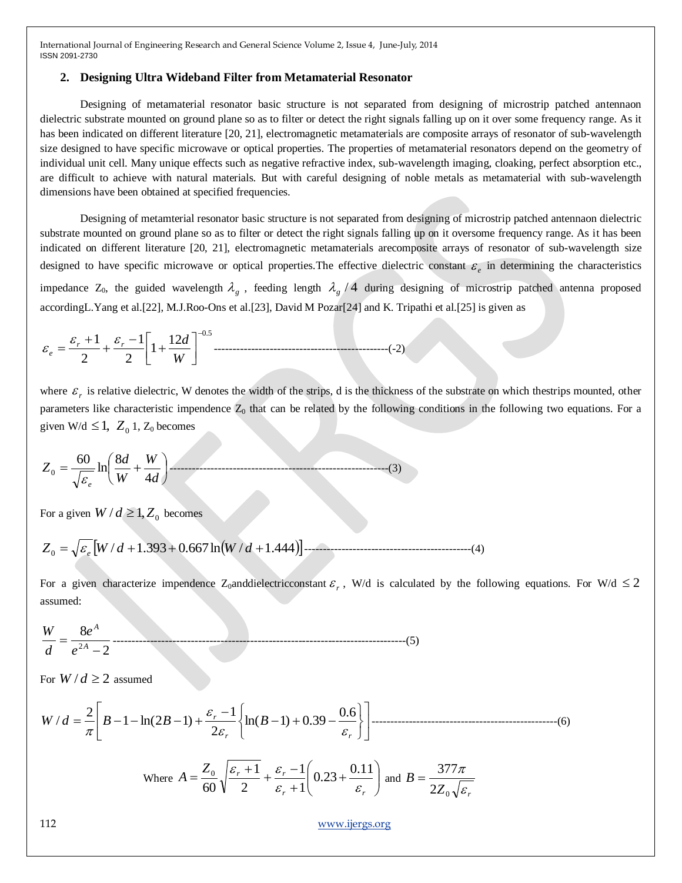## 2. Designing Ultra Wideband Filter from Metamaterial Resonator

Designing of metamaterial resonator basic structure is not separated from designing of microstrip patched antennaon dielectric substrate mounted on ground plane so as to filter or detect the right signals falling up on it over some frequency range. As it has been indicated on different literature [20, 21], electromagnetic metamaterials are composite arrays of resonator of sub-wavelength size designed to have specific microwave or optical properties. The properties of metamaterial resonators depend on the geometry of individual unit cell. Many unique effects such as negative refractive index, sub-wavelength imaging, cloaking, perfect absorption etc., are difficult to achieve with natural materials. But with careful designing of noble metals as metamaterial with sub-wavelength dimensions have been obtained at specified frequencies.

Designing of metamterial resonator basic structure is not separated from designing of microstrip patched antennaon dielectric substrate mounted on ground plane so as to filter or detect the right signals falling up on it oversome frequency range. As it has been indicated on different literature [20, 21], electromagnetic metamaterials arecomposite arrays of resonator of sub-wavelength size designed to have specific microwave or optical properties.The effective dielectric constant $\varepsilon_e$ in determining the characteristics impedance $Z_0$, the guided wavelength $\lambda_g$ , feeding length $\lambda_g/4$ during designing of microstrip patched antenna proposed accordingL.Yang et al.[22], M.J.Roo-Ons et al.[23], David M Pozar[24] and K. Tripathi et al.[25] is given as

$$\varepsilon_e = \frac{\varepsilon_r + 1}{2} + \frac{\varepsilon_r - 1}{2}\left[1 + \frac{12d}{W}\right]^{-0.5} \quad \text{-----------------------------------------------(-2)}$$

where $\varepsilon_r$ is relative dielectric, W denotes the width of the strips, d is the thickness of the substrate on which thestrips mounted, other parameters like characteristic impendence $Z_0$ that can be related by the following conditions in the following two equations. For a given W/d $\leq 1$, $Z_0$ 1, $Z_0$ becomes

$$Z_0 = \frac{60}{\sqrt{\varepsilon_e}} \ln\left(\frac{8d}{W} + \frac{W}{4d}\right) \quad \text{--------------------------------------------------------(3)}$$

For a given $W/d \geq 1, Z_0$ becomes

$$Z_0 = \sqrt{\varepsilon_e}\left[W/d + 1.393 + 0.667\ln(W/d + 1.444)\right] \quad \text{--------------------------------------------(4)}$$

For a given characterize impendence $Z_0$anddielectricconstant $\varepsilon_r$ , W/d is calculated by the following equations. For W/d $\leq 2$ assumed:

$$\frac{W}{d} = \frac{8e^A}{e^{2A} - 2} \quad \text{---------------------------------------------------------------------------------(5)}$$

For $W/d \geq 2$ assumed

$$W/d = \frac{2}{\pi}\left[B - 1 - \ln(2B - 1) + \frac{\varepsilon_r - 1}{2\varepsilon_r}\left\{\ln(B - 1) + 0.39 - \frac{0.6}{\varepsilon_r}\right\}\right] \quad \text{-------------------------------------------------(6)}$$

$$\text{Where } A = \frac{Z_0}{60}\sqrt{\frac{\varepsilon_r + 1}{2}} + \frac{\varepsilon_r - 1}{\varepsilon_r + 1}\left(0.23 + \frac{0.11}{\varepsilon_r}\right) \text{ and } B = \frac{377\pi}{2Z_0\sqrt{\varepsilon_r}}$$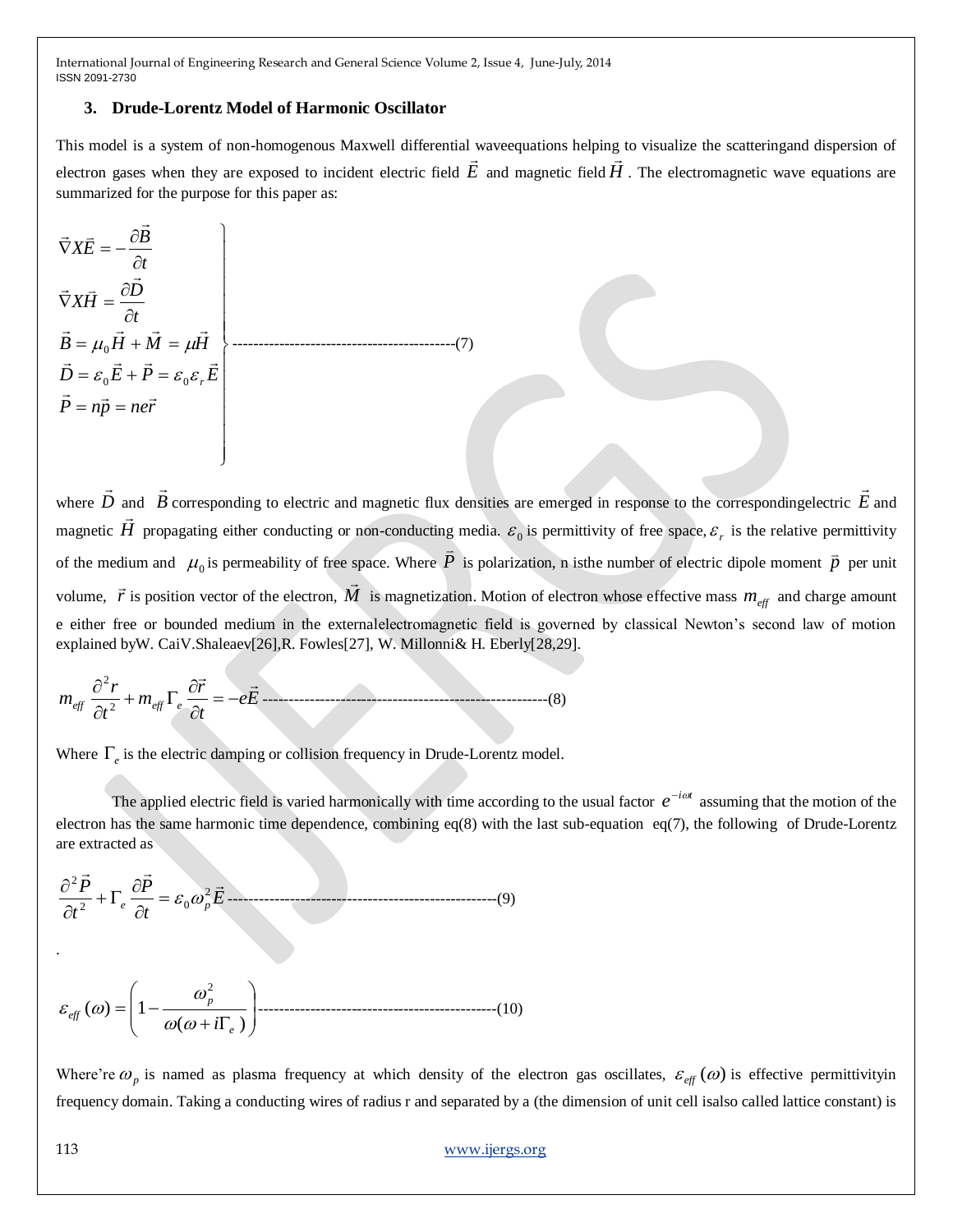### 3. Drude-Lorentz Model of Harmonic Oscillator

This model is a system of non-homogenous Maxwell differential waveequations helping to visualize the scatteringand dispersion of electron gases when they are exposed to incident electric field $\vec{E}$ and magnetic field $\vec{H}$. The electromagnetic wave equations are summarized for the purpose for this paper as:

$$
\left.
\begin{aligned}
&\vec{\nabla} X \vec{E} = -\frac{\partial \vec{B}}{\partial t} \\
&\vec{\nabla} X \vec{H} = \frac{\partial \vec{D}}{\partial t} \\
&\vec{B} = \mu_0 \vec{H} + \vec{M} = \mu \vec{H} \\
&\vec{D} = \varepsilon_0 \vec{E} + \vec{P} = \varepsilon_0 \varepsilon_r \vec{E} \\
&\vec{P} = n\vec{p} = ne\vec{r}
\end{aligned}
\right\} \quad \text{--------(7)}
$$

where $\vec{D}$ and $\vec{B}$ corresponding to electric and magnetic flux densities are emerged in response to the correspondingelectric $\vec{E}$ and magnetic $\vec{H}$ propagating either conducting or non-conducting media. $\varepsilon_0$ is permittivity of free space, $\varepsilon_r$ is the relative permittivity of the medium and $\mu_0$ is permeability of free space. Where $\vec{P}$ is polarization, n isthe number of electric dipole moment $\vec{p}$ per unit volume, $\vec{r}$ is position vector of the electron, $\vec{M}$ is magnetization. Motion of electron whose effective mass $m_{eff}$ and charge amount e either free or bounded medium in the externalelectromagnetic field is governed by classical Newton's second law of motion explained byW. CaiV.Shaleaev[26],R. Fowles[27], W. Millonni& H. Eberly[28,29].

$$
m_{eff} \frac{\partial^2 r}{\partial t^2} + m_{eff} \Gamma_e \frac{\partial \vec{r}}{\partial t} = -e\vec{E} \quad \text{--------(8)}
$$

Where $\Gamma_e$ is the electric damping or collision frequency in Drude-Lorentz model.

The applied electric field is varied harmonically with time according to the usual factor $e^{-i\omega t}$ assuming that the motion of the electron has the same harmonic time dependence, combining eq(8) with the last sub-equation eq(7), the following of Drude-Lorentz are extracted as

$$
\frac{\partial^2 \vec{P}}{\partial t^2} + \Gamma_e \frac{\partial \vec{P}}{\partial t} = \varepsilon_0 \omega_p^2 \vec{E} \quad \text{--------(9)}
$$

.

$$
\varepsilon_{eff}(\omega) = \left(1 - \frac{\omega_p^2}{\omega(\omega + i\Gamma_e)}\right) \quad \text{--------(10)}
$$

Where're $\omega_p$ is named as plasma frequency at which density of the electron gas oscillates, $\varepsilon_{eff}(\omega)$ is effective permittivityin frequency domain. Taking a conducting wires of radius r and separated by a (the dimension of unit cell isalso called lattice constant) is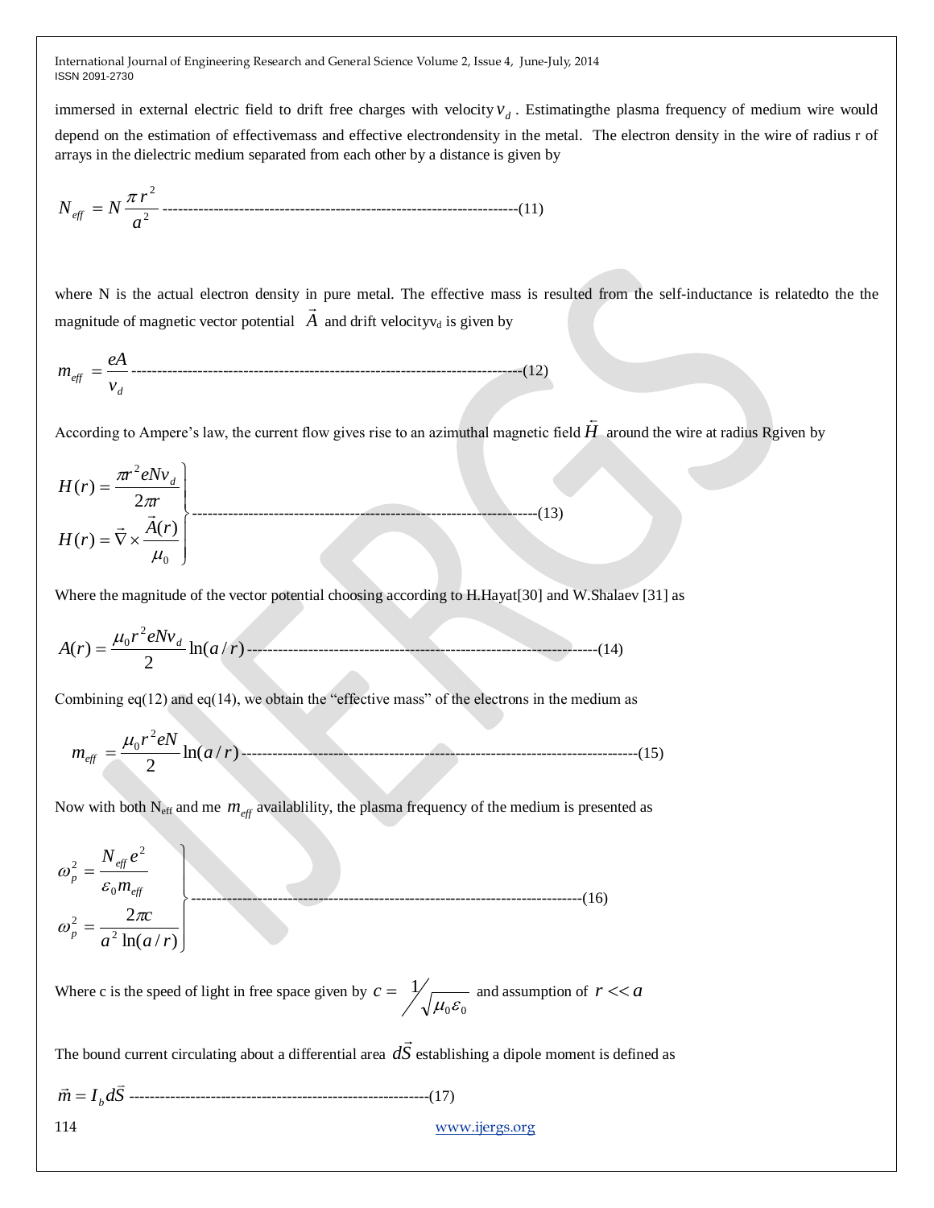immersed in external electric field to drift free charges with velocity $v_d$. Estimatingthe plasma frequency of medium wire would depend on the estimation of effectivemass and effective electrondensity in the metal. The electron density in the wire of radius r of arrays in the dielectric medium separated from each other by a distance is given by

$$N_{eff} = N\frac{\pi r^2}{a^2} \text{------------------------------------------------------------------------(11)}$$

where N is the actual electron density in pure metal. The effective mass is resulted from the self-inductance is relatedto the the magnitude of magnetic vector potential $\vec{A}$ and drift velocity$v_d$ is given by

$$m_{eff} = \frac{eA}{v_d} \text{--------------------------------------------------------------------------------(12)}$$

According to Ampere's law, the current flow gives rise to an azimuthal magnetic field $\vec{H}$ around the wire at radius Rgiven by

$$\left.\begin{array}{l} H(r) = \dfrac{\pi r^2 eNv_d}{2\pi r} \\ H(r) = \vec{\nabla} \times \dfrac{\vec{A}(r)}{\mu_0} \end{array}\right\} \text{------------------------------------------------------------------------(13)}$$

Where the magnitude of the vector potential choosing according to H.Hayat[30] and W.Shalaev [31] as

$$A(r) = \frac{\mu_0 r^2 eNv_d}{2}\ln(a/r) \text{-----------------------------------------------------------------------(14)}$$

Combining eq(12) and eq(14), we obtain the "effective mass" of the electrons in the medium as

$$m_{eff} = \frac{\mu_0 r^2 eN}{2}\ln(a/r) \text{-------------------------------------------------------------------------------(15)}$$

Now with both $N_{eff}$ and me $m_{eff}$ availablility, the plasma frequency of the medium is presented as

$$\left.\begin{array}{l} \omega_p^2 = \dfrac{N_{eff} e^2}{\varepsilon_0 m_{eff}} \\ \omega_p^2 = \dfrac{2\pi c}{a^2 \ln(a/r)} \end{array}\right\} \text{------------------------------------------------------------------------------(16)}$$

Where c is the speed of light in free space given by $c = 1/\sqrt{\mu_0 \varepsilon_0}$ and assumption of $r << a$

The bound current circulating about a differential area $d\vec{S}$ establishing a dipole moment is defined as

$$\vec{m} = I_b d\vec{S} \text{----------------------------------------------------------(17)}$$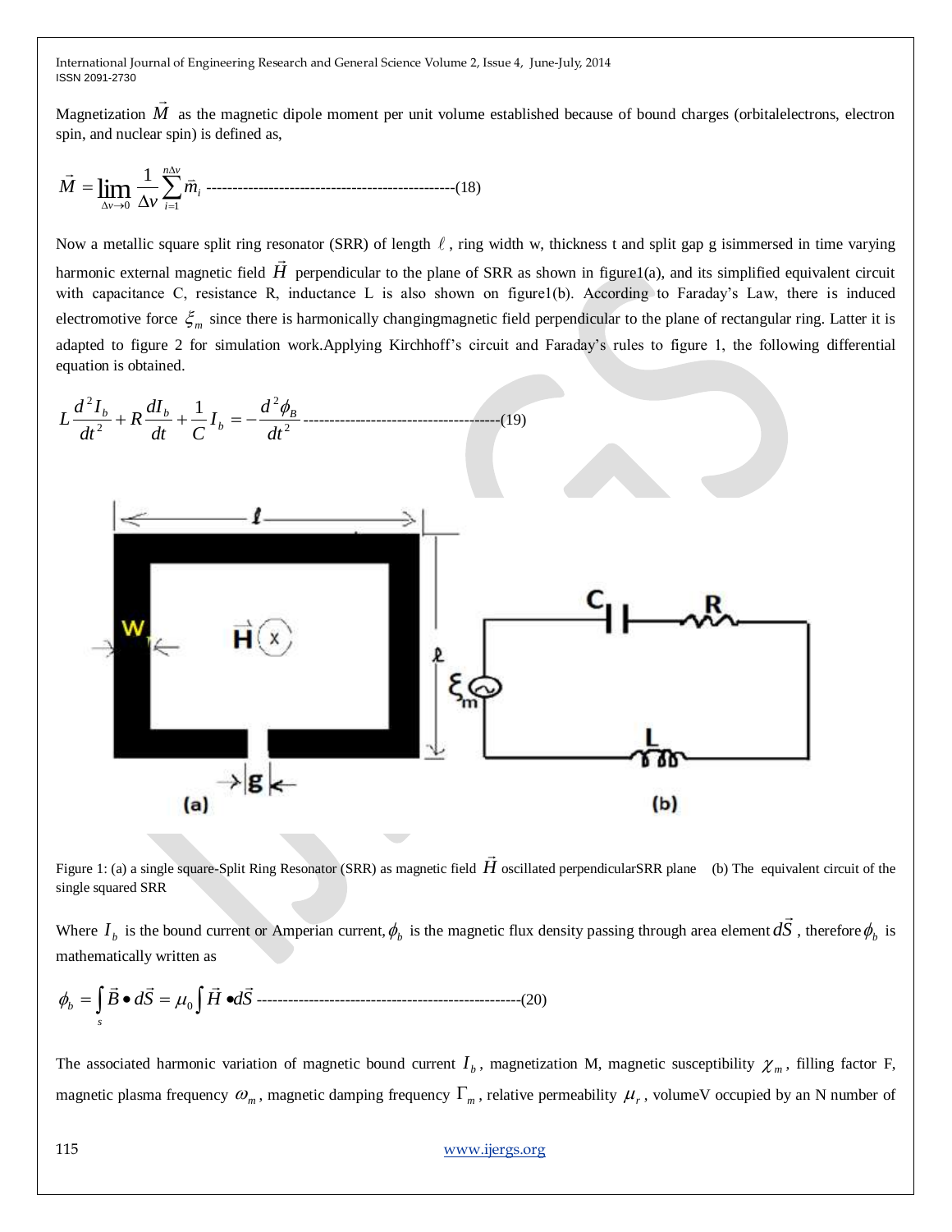Magnetization $\vec{M}$ as the magnetic dipole moment per unit volume established because of bound charges (orbitalelectrons, electron spin, and nuclear spin) is defined as,

$$\vec{M} = \lim_{\Delta v \to 0} \frac{1}{\Delta v} \sum_{i=1}^{n\Delta v} \vec{m}_i \text{ ------------------------------------------------(18)}$$

Now a metallic square split ring resonator (SRR) of length $\ell$, ring width w, thickness t and split gap g isimmersed in time varying harmonic external magnetic field $\vec{H}$ perpendicular to the plane of SRR as shown in figure1(a), and its simplified equivalent circuit with capacitance C, resistance R, inductance L is also shown on figure1(b). According to Faraday's Law, there is induced electromotive force $\xi_m$ since there is harmonically changingmagnetic field perpendicular to the plane of rectangular ring. Latter it is adapted to figure 2 for simulation work.Applying Kirchhoff's circuit and Faraday's rules to figure 1, the following differential equation is obtained.

$$L\frac{d^2 I_b}{dt^2} + R\frac{dI_b}{dt} + \frac{1}{C} I_b = -\frac{d^2 \phi_B}{dt^2} \text{ --------------------------------------(19)}$$

Figure 1: (a) a single square-Split Ring Resonator (SRR) as magnetic field $\vec{H}$ oscillated perpendicularSRR plane (b) The equivalent circuit of the single squared SRR

Where $I_b$ is the bound current or Amperian current, $\phi_b$ is the magnetic flux density passing through area element $d\vec{S}$, therefore $\phi_b$ is mathematically written as

$$\phi_b = \int_s \vec{B} \bullet d\vec{S} = \mu_0 \int \vec{H} \bullet d\vec{S} \text{ --------------------------------------------------(20)}$$

The associated harmonic variation of magnetic bound current $I_b$, magnetization M, magnetic susceptibility $\chi_m$, filling factor F, magnetic plasma frequency $\omega_m$, magnetic damping frequency $\Gamma_m$, relative permeability $\mu_r$, volumeV occupied by an N number of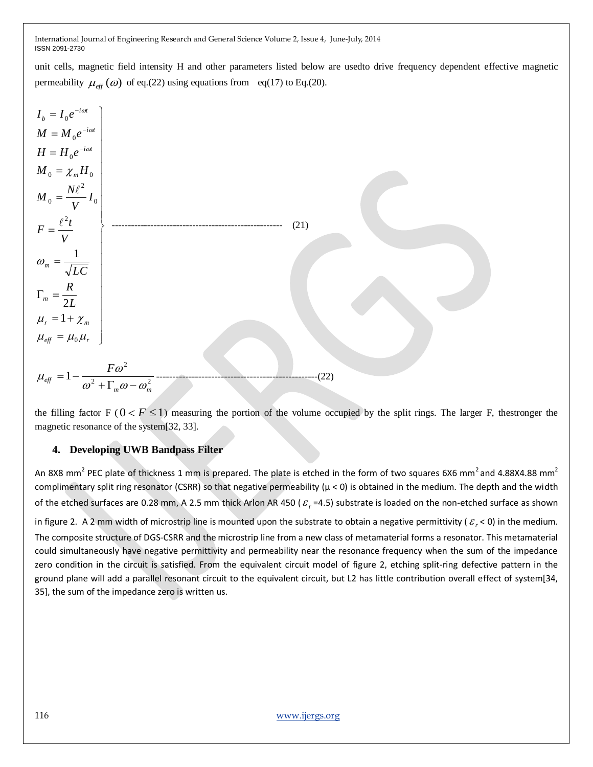unit cells, magnetic field intensity H and other parameters listed below are usedto drive frequency dependent effective magnetic permeability $\mu_{eff}(\omega)$ of eq.(22) using equations from eq(17) to Eq.(20).

$$
\left.
\begin{aligned}
I_b &= I_0 e^{-i\omega t} \\
M &= M_0 e^{-i\omega t} \\
H &= H_0 e^{-i\omega t} \\
M_0 &= \chi_m H_0 \\
M_0 &= \frac{N\ell^2}{V} I_0 \\
F &= \frac{\ell^2 t}{V} \\
\omega_m &= \frac{1}{\sqrt{LC}} \\
\Gamma_m &= \frac{R}{2L} \\
\mu_r &= 1 + \chi_m \\
\mu_{eff} &= \mu_0 \mu_r
\end{aligned}
\right\} \quad (21)
$$

$$
\mu_{eff} = 1 - \frac{F\omega^2}{\omega^2 + \Gamma_m \omega - \omega_m^2} \quad (22)
$$

the filling factor F ($0 < F \leq 1$) measuring the portion of the volume occupied by the split rings. The larger F, thestronger the magnetic resonance of the system[32, 33].

## 4. Developing UWB Bandpass Filter

An 8X8 $mm^2$ PEC plate of thickness 1 mm is prepared. The plate is etched in the form of two squares 6X6 $mm^2$ and 4.88X4.88 $mm^2$ complimentary split ring resonator (CSRR) so that negative permeability ($\mu < 0$) is obtained in the medium. The depth and the width of the etched surfaces are 0.28 mm, A 2.5 mm thick Arlon AR 450 ($\varepsilon_r$ =4.5) substrate is loaded on the non-etched surface as shown in figure 2. A 2 mm width of microstrip line is mounted upon the substrate to obtain a negative permittivity ($\varepsilon_r < 0$) in the medium. The composite structure of DGS-CSRR and the microstrip line from a new class of metamaterial forms a resonator. This metamaterial could simultaneously have negative permittivity and permeability near the resonance frequency when the sum of the impedance zero condition in the circuit is satisfied. From the equivalent circuit model of figure 2, etching split-ring defective pattern in the ground plane will add a parallel resonant circuit to the equivalent circuit, but L2 has little contribution overall effect of system[34, 35], the sum of the impedance zero is written us.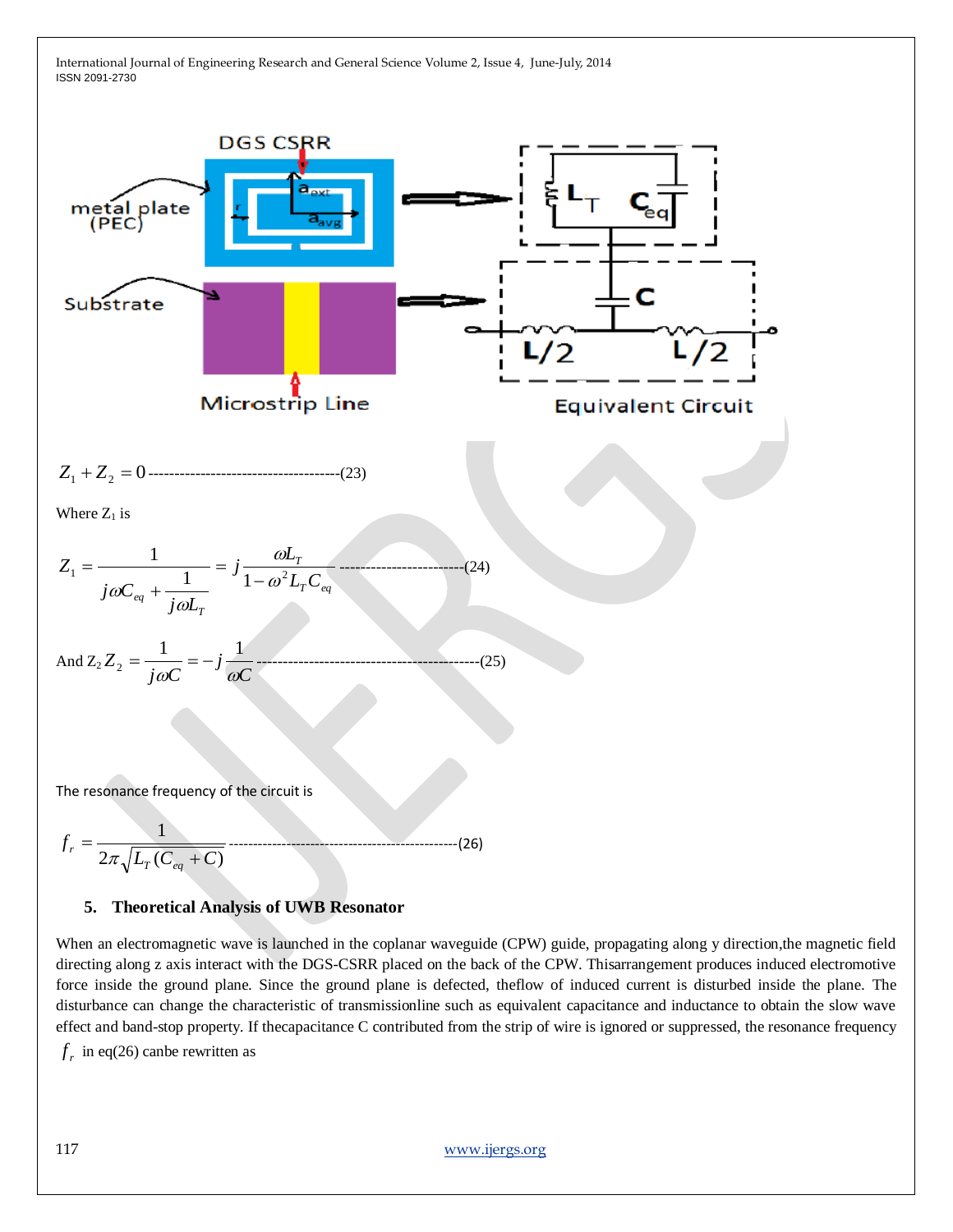$$Z_1 + Z_2 = 0 \text{ ------------------------------------(23)}$$

Where $Z_1$ is

$$Z_1 = \frac{1}{j\omega C_{eq} + \dfrac{1}{j\omega L_T}} = j\frac{\omega L_T}{1-\omega^2 L_T C_{eq}} \text{ -----------------------(24)}$$

And $Z_2$ $Z_2 = \dfrac{1}{j\omega C} = -j\dfrac{1}{\omega C}$ ------------------------------------------(25)

The resonance frequency of the circuit is

$$f_r = \frac{1}{2\pi\sqrt{L_T(C_{eq}+C)}} \text{ ------------------------------------------------(26)}$$

## 5. Theoretical Analysis of UWB Resonator

When an electromagnetic wave is launched in the coplanar waveguide (CPW) guide, propagating along y direction,the magnetic field directing along z axis interact with the DGS-CSRR placed on the back of the CPW. Thisarrangement produces induced electromotive force inside the ground plane. Since the ground plane is defected, theflow of induced current is disturbed inside the plane. The disturbance can change the characteristic of transmissionline such as equivalent capacitance and inductance to obtain the slow wave effect and band-stop property. If thecapacitance C contributed from the strip of wire is ignored or suppressed, the resonance frequency $f_r$ in eq(26) canbe rewritten as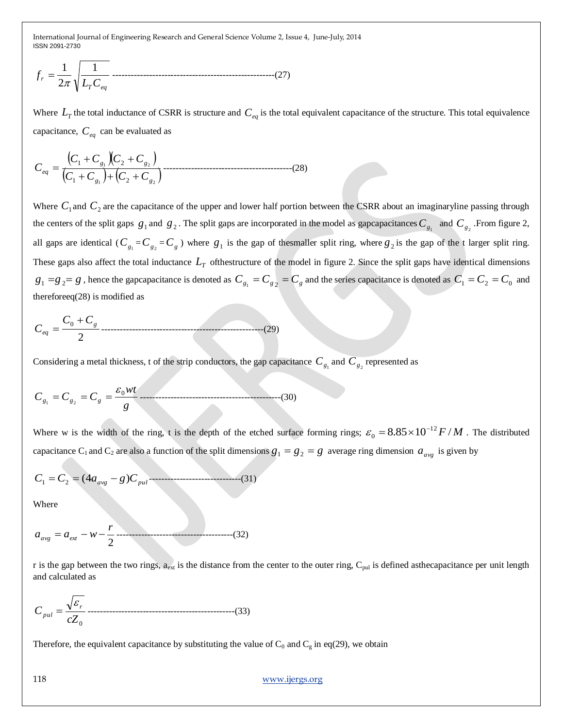$$f_r = \frac{1}{2\pi}\sqrt{\frac{1}{L_T C_{eq}}} \text{ ---------------------------------------------------(27)}$$

Where $L_T$ the total inductance of CSRR is structure and $C_{eq}$ is the total equivalent capacitance of the structure. This total equivalence capacitance, $C_{eq}$ can be evaluated as

$$C_{eq} = \frac{\left(C_1 + C_{g_1}\right)\left(C_2 + C_{g_2}\right)}{\left(C_1 + C_{g_1}\right) + \left(C_2 + C_{g_2}\right)} \text{ -----------------------------------------(28)}$$

Where $C_1$ and $C_2$ are the capacitance of the upper and lower half portion between the CSRR about an imaginaryline passing through the centers of the split gaps $g_1$ and $g_2$. The split gaps are incorporated in the model as gapcapacitances $C_{g_1}$ and $C_{g_2}$.From figure 2, all gaps are identical ($C_{g_1} = C_{g_2} = C_g$) where $g_1$ is the gap of thesmaller split ring, where $g_2$ is the gap of the t larger split ring. These gaps also affect the total inductance $L_T$ ofthestructure of the model in figure 2. Since the split gaps have identical dimensions $g_1 = g_2 = g$, hence the gapcapacitance is denoted as $C_{g_1} = C_{g_2} = C_g$ and the series capacitance is denoted as $C_1 = C_2 = C_0$ and thereforeeq(28) is modified as

$$C_{eq} = \frac{C_0 + C_g}{2} \text{ ---------------------------------------------------(29)}$$

Considering a metal thickness, t of the strip conductors, the gap capacitance $C_{g_1}$ and $C_{g_2}$ represented as

$$C_{g_1} = C_{g_2} = C_g = \frac{\varepsilon_0 wt}{g} \text{ ---------------------------------------------(30)}$$

Where w is the width of the ring, t is the depth of the etched surface forming rings; $\varepsilon_0 = 8.85 \times 10^{-12} F/M$. The distributed capacitance $C_1$ and $C_2$ are also a function of the split dimensions $g_1 = g_2 = g$ average ring dimension $a_{avg}$ is given by

$$C_1 = C_2 = (4a_{avg} - g)C_{pul} \text{ ------------------------------(31)}$$

Where

$$a_{avg} = a_{ext} - w - \frac{r}{2} \text{ -------------------------------------(32)}$$

r is the gap between the two rings, $a_{ext}$ is the distance from the center to the outer ring, $C_{pul}$ is defined asthecapacitance per unit length and calculated as

$$C_{pul} = \frac{\sqrt{\varepsilon_r}}{cZ_0} \text{ -----------------------------------------------(33)}$$

Therefore, the equivalent capacitance by substituting the value of $C_0$ and $C_g$ in eq(29), we obtain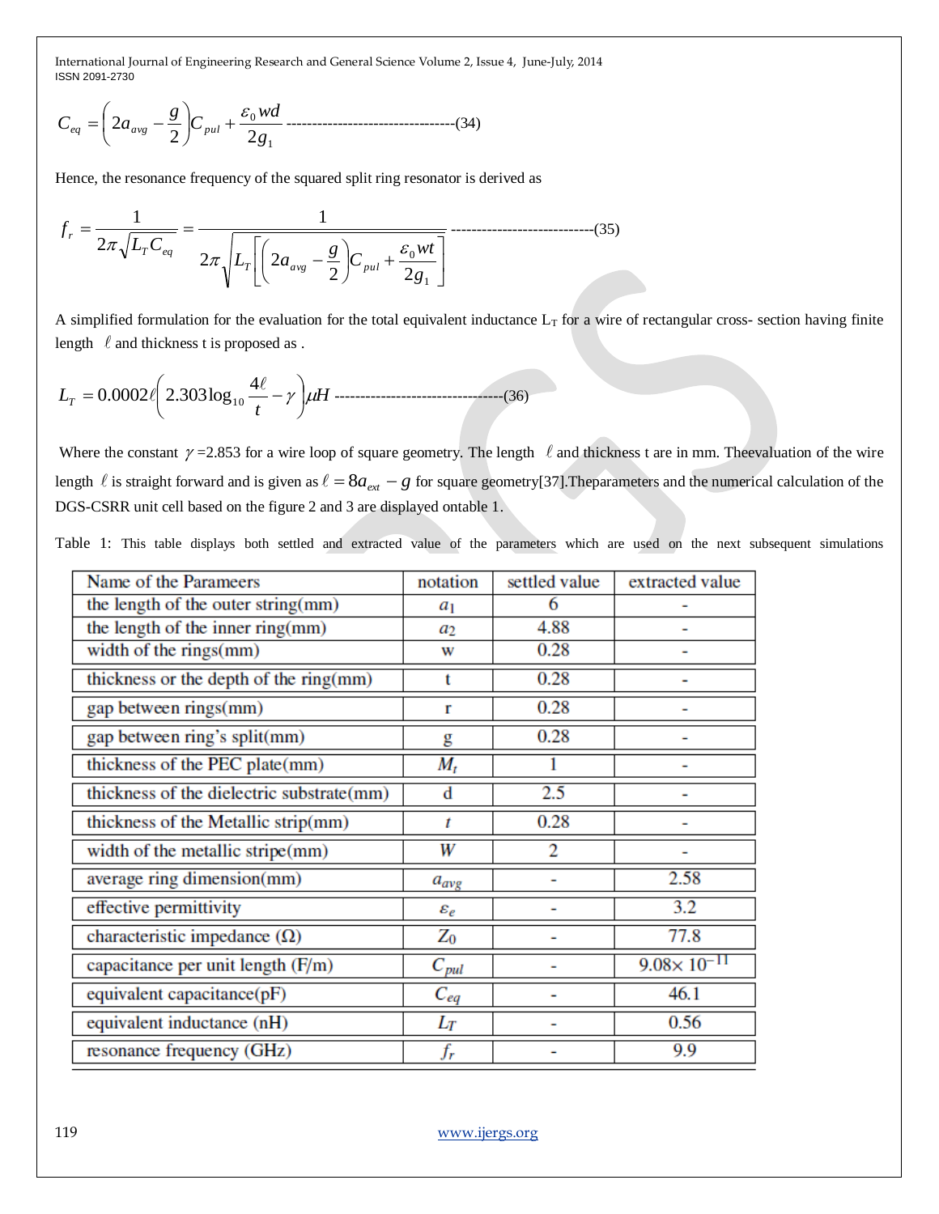$$C_{eq} = \left(2a_{avg} - \frac{g}{2}\right)C_{pul} + \frac{\varepsilon_0 wd}{2g_1} \text{ ---------------------------------(34)}$$

Hence, the resonance frequency of the squared split ring resonator is derived as

$$f_r = \frac{1}{2\pi\sqrt{L_T C_{eq}}} = \frac{1}{2\pi\sqrt{L_T\left[\left(2a_{avg} - \frac{g}{2}\right)C_{pul} + \frac{\varepsilon_0 wt}{2g_1}\right]}} \text{ ----------------------------(35)}$$

A simplified formulation for the evaluation for the total equivalent inductance $L_T$ for a wire of rectangular cross- section having finite length $\ell$ and thickness t is proposed as .

$$L_T = 0.0002\ell\left(2.303\log_{10}\frac{4\ell}{t} - \gamma\right)\mu H \text{ ---------------------------------(36)}$$

Where the constant $\gamma$ =2.853 for a wire loop of square geometry. The length $\ell$ and thickness t are in mm. Theevaluation of the wire length $\ell$ is straight forward and is given as $\ell = 8a_{ext} - g$ for square geometry[37].Theparameters and the numerical calculation of the DGS-CSRR unit cell based on the figure 2 and 3 are displayed ontable 1.

Table 1: This table displays both settled and extracted value of the parameters which are used on the next subsequent simulations

| Name of the Parameers | notation | settled value | extracted value |
|---|---|---|---|
| the length of the outer string(mm) | $a_1$ | 6 | - |
| the length of the inner ring(mm) | $a_2$ | 4.88 | - |
| width of the rings(mm) | w | 0.28 | - |
| thickness or the depth of the ring(mm) | t | 0.28 | - |
| gap between rings(mm) | r | 0.28 | - |
| gap between ring's split(mm) | g | 0.28 | - |
| thickness of the PEC plate(mm) | $M_t$ | 1 | - |
| thickness of the dielectric substrate(mm) | d | 2.5 | - |
| thickness of the Metallic strip(mm) | $t$ | 0.28 | - |
| width of the metallic stripe(mm) | $W$ | 2 | - |
| average ring dimension(mm) | $a_{avg}$ | - | 2.58 |
| effective permittivity | $\varepsilon_e$ | - | 3.2 |
| characteristic impedance (Ω) | $Z_0$ | - | 77.8 |
| capacitance per unit length (F/m) | $C_{pul}$ | - | $9.08\times 10^{-11}$ |
| equivalent capacitance(pF) | $C_{eq}$ | - | 46.1 |
| equivalent inductance (nH) | $L_T$ | - | 0.56 |
| resonance frequency (GHz) | $f_r$ | - | 9.9 |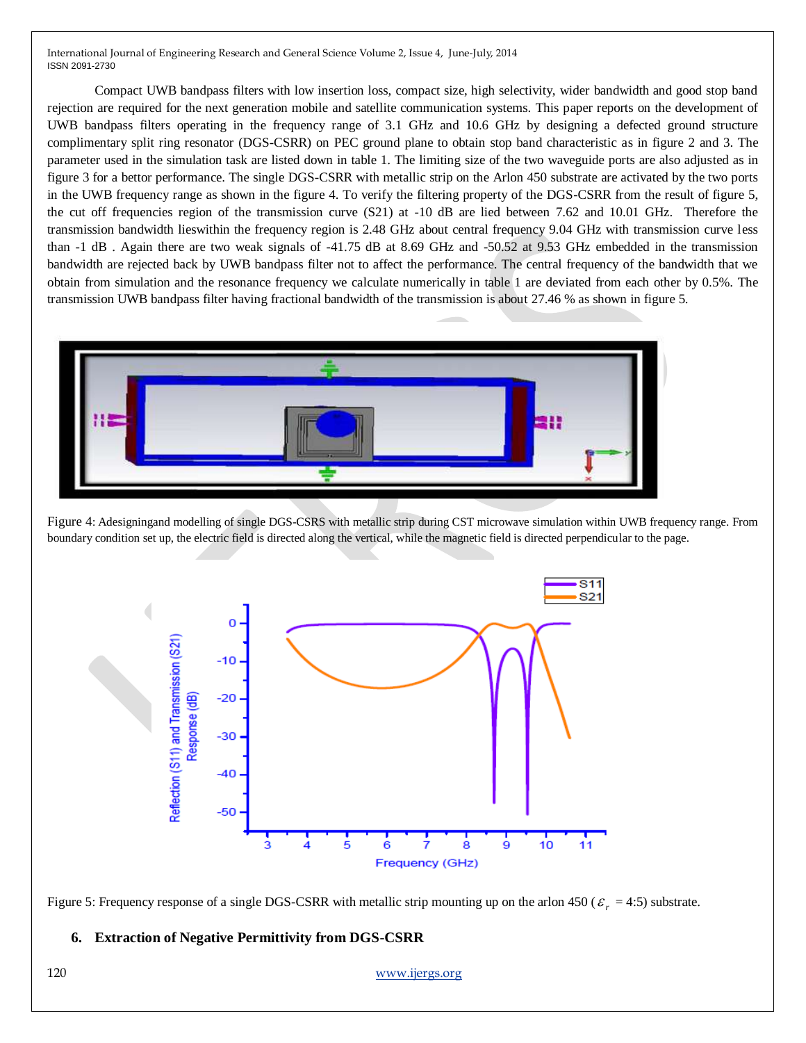Compact UWB bandpass filters with low insertion loss, compact size, high selectivity, wider bandwidth and good stop band rejection are required for the next generation mobile and satellite communication systems. This paper reports on the development of UWB bandpass filters operating in the frequency range of 3.1 GHz and 10.6 GHz by designing a defected ground structure complimentary split ring resonator (DGS-CSRR) on PEC ground plane to obtain stop band characteristic as in figure 2 and 3. The parameter used in the simulation task are listed down in table 1. The limiting size of the two waveguide ports are also adjusted as in figure 3 for a bettor performance. The single DGS-CSRR with metallic strip on the Arlon 450 substrate are activated by the two ports in the UWB frequency range as shown in the figure 4. To verify the filtering property of the DGS-CSRR from the result of figure 5, the cut off frequencies region of the transmission curve (S21) at -10 dB are lied between 7.62 and 10.01 GHz. Therefore the transmission bandwidth lieswithin the frequency region is 2.48 GHz about central frequency 9.04 GHz with transmission curve less than -1 dB . Again there are two weak signals of -41.75 dB at 8.69 GHz and -50.52 at 9.53 GHz embedded in the transmission bandwidth are rejected back by UWB bandpass filter not to affect the performance. The central frequency of the bandwidth that we obtain from simulation and the resonance frequency we calculate numerically in table 1 are deviated from each other by 0.5%. The transmission UWB bandpass filter having fractional bandwidth of the transmission is about 27.46 % as shown in figure 5.

Figure 4: Adesigningand modelling of single DGS-CSRS with metallic strip during CST microwave simulation within UWB frequency range. From boundary condition set up, the electric field is directed along the vertical, while the magnetic field is directed perpendicular to the page.

Figure 5: Frequency response of a single DGS-CSRR with metallic strip mounting up on the arlon 450 ($\varepsilon_r$ = 4:5) substrate.

## 6. Extraction of Negative Permittivity from DGS-CSRR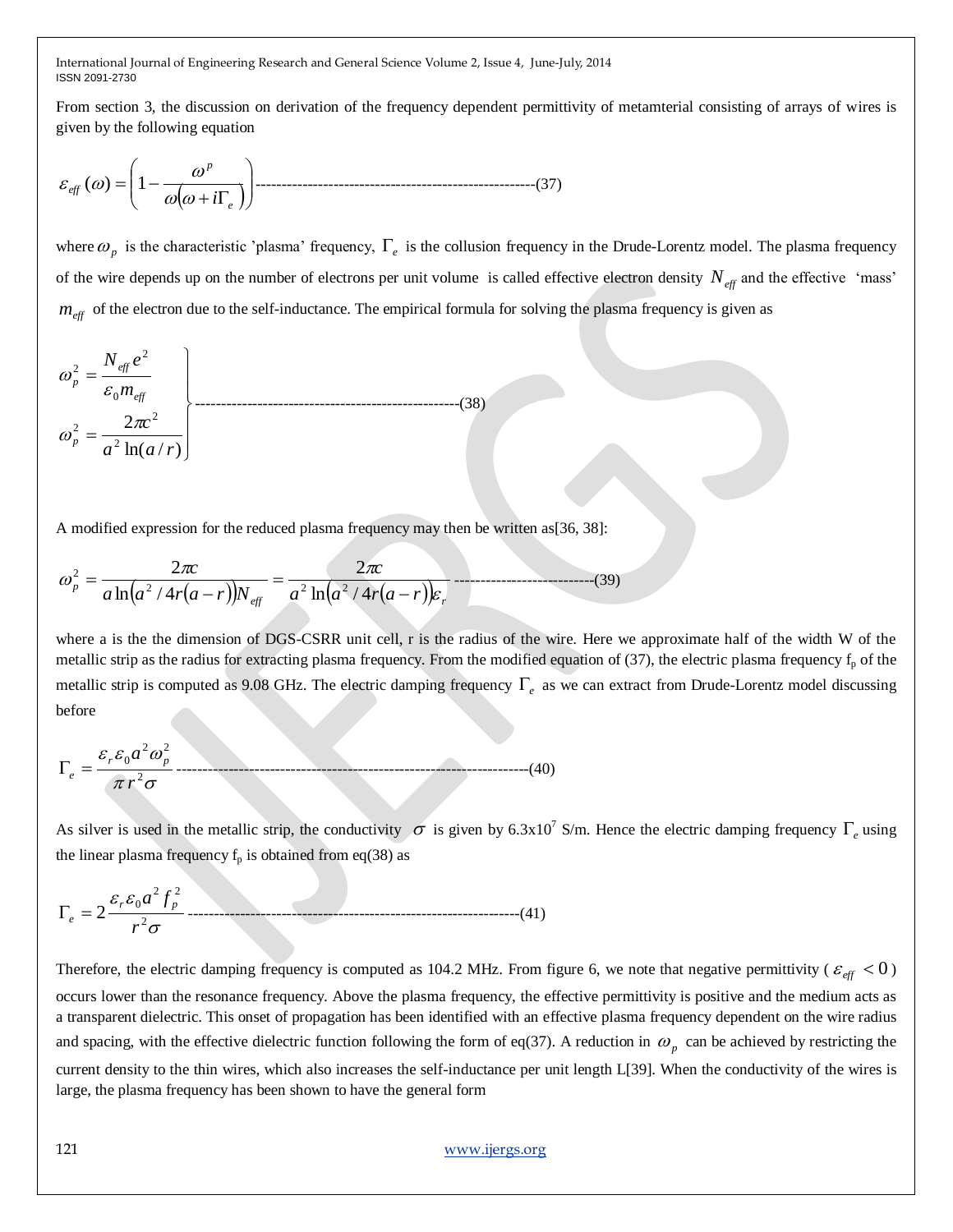From section 3, the discussion on derivation of the frequency dependent permittivity of metamterial consisting of arrays of wires is given by the following equation

$$\varepsilon_{eff}(\omega) = \left(1 - \frac{\omega^{p}}{\omega(\omega + i\Gamma_e)}\right) \text{-----(37)}$$

where $\omega_p$ is the characteristic 'plasma' frequency, $\Gamma_e$ is the collusion frequency in the Drude-Lorentz model. The plasma frequency of the wire depends up on the number of electrons per unit volume is called effective electron density $N_{eff}$ and the effective 'mass' $m_{eff}$ of the electron due to the self-inductance. The empirical formula for solving the plasma frequency is given as

$$\left.\begin{aligned} \omega_p^2 &= \frac{N_{eff}e^2}{\varepsilon_0 m_{eff}} \\ \omega_p^2 &= \frac{2\pi c^2}{a^2 \ln(a/r)} \end{aligned}\right\} \text{-----(38)}$$

A modified expression for the reduced plasma frequency may then be written as[36, 38]:

$$\omega_p^2 = \frac{2\pi c}{a\ln\left(a^2/4r(a-r)\right)N_{eff}} = \frac{2\pi c}{a^2\ln\left(a^2/4r(a-r)\right)\varepsilon_r} \text{-----(39)}$$

where a is the the dimension of DGS-CSRR unit cell, r is the radius of the wire. Here we approximate half of the width W of the metallic strip as the radius for extracting plasma frequency. From the modified equation of (37), the electric plasma frequency $f_p$ of the metallic strip is computed as 9.08 GHz. The electric damping frequency $\Gamma_e$ as we can extract from Drude-Lorentz model discussing before

$$\Gamma_e = \frac{\varepsilon_r \varepsilon_0 a^2 \omega_p^2}{\pi r^2 \sigma} \text{-----(40)}$$

As silver is used in the metallic strip, the conductivity $\sigma$ is given by $6.3\text{x}10^7$ S/m. Hence the electric damping frequency $\Gamma_e$ using the linear plasma frequency $f_p$ is obtained from eq(38) as

$$\Gamma_e = 2\frac{\varepsilon_r \varepsilon_0 a^2 f_p^2}{r^2 \sigma} \text{-----(41)}$$

Therefore, the electric damping frequency is computed as 104.2 MHz. From figure 6, we note that negative permittivity ( $\varepsilon_{eff} < 0$ ) occurs lower than the resonance frequency. Above the plasma frequency, the effective permittivity is positive and the medium acts as a transparent dielectric. This onset of propagation has been identified with an effective plasma frequency dependent on the wire radius and spacing, with the effective dielectric function following the form of eq(37). A reduction in $\omega_p$ can be achieved by restricting the current density to the thin wires, which also increases the self-inductance per unit length L[39]. When the conductivity of the wires is large, the plasma frequency has been shown to have the general form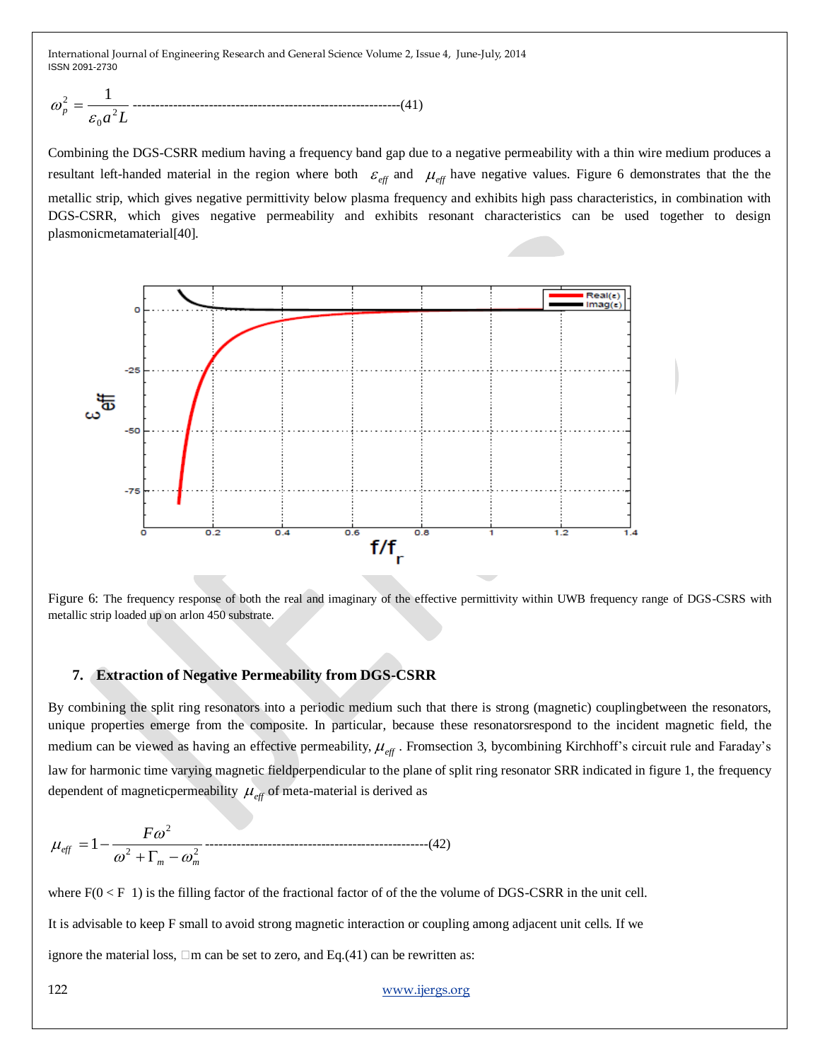$$\omega_p^2 = \frac{1}{\varepsilon_0 a^2 L} \text{ ----------------------------------------------------------(41)}$$

Combining the DGS-CSRR medium having a frequency band gap due to a negative permeability with a thin wire medium produces a resultant left-handed material in the region where both $\varepsilon_{eff}$ and $\mu_{eff}$ have negative values. Figure 6 demonstrates that the the metallic strip, which gives negative permittivity below plasma frequency and exhibits high pass characteristics, in combination with DGS-CSRR, which gives negative permeability and exhibits resonant characteristics can be used together to design plasmonicmetamaterial[40].

Figure 6: The frequency response of both the real and imaginary of the effective permittivity within UWB frequency range of DGS-CSRS with metallic strip loaded up on arlon 450 substrate.

## 7. Extraction of Negative Permeability from DGS-CSRR

By combining the split ring resonators into a periodic medium such that there is strong (magnetic) couplingbetween the resonators, unique properties emerge from the composite. In particular, because these resonatorsrespond to the incident magnetic field, the medium can be viewed as having an effective permeability, $\mu_{eff}$ . Fromsection 3, bycombining Kirchhoff's circuit rule and Faraday's law for harmonic time varying magnetic fieldperpendicular to the plane of split ring resonator SRR indicated in figure 1, the frequency dependent of magneticpermeability $\mu_{eff}$ of meta-material is derived as

$$\mu_{eff} = 1 - \frac{F\omega^2}{\omega^2 + \Gamma_m - \omega_m^2} \text{ -------------------------------------------------(42)}$$

where F(0 < F 1) is the filling factor of the fractional factor of of the the volume of DGS-CSRR in the unit cell.

It is advisable to keep F small to avoid strong magnetic interaction or coupling among adjacent unit cells. If we

ignore the material loss, □m can be set to zero, and Eq.(41) can be rewritten as: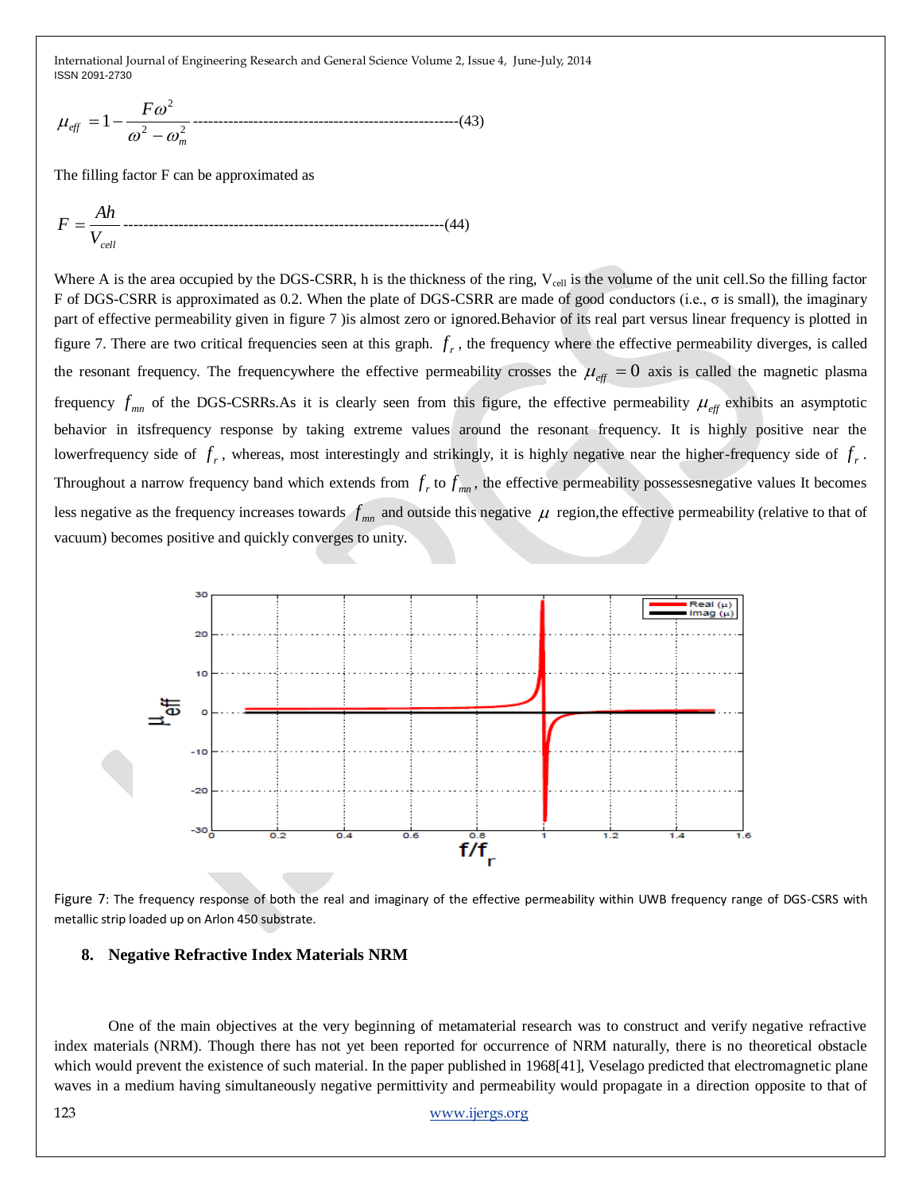$$\mu_{eff} = 1 - \frac{F\omega^2}{\omega^2 - \omega_m^2} \text{------------------------------------------------------(43)}$$

The filling factor F can be approximated as

$$F = \frac{Ah}{V_{cell}} \text{-----------------------------------------------------------------(44)}$$

Where A is the area occupied by the DGS-CSRR, h is the thickness of the ring, $V_{cell}$ is the volume of the unit cell.So the filling factor F of DGS-CSRR is approximated as 0.2. When the plate of DGS-CSRR are made of good conductors (i.e., σ is small), the imaginary part of effective permeability given in figure 7 )is almost zero or ignored.Behavior of its real part versus linear frequency is plotted in figure 7. There are two critical frequencies seen at this graph. $f_r$, the frequency where the effective permeability diverges, is called the resonant frequency. The frequencywhere the effective permeability crosses the $\mu_{eff} = 0$ axis is called the magnetic plasma frequency $f_{mn}$ of the DGS-CSRRs.As it is clearly seen from this figure, the effective permeability $\mu_{eff}$ exhibits an asymptotic behavior in itsfrequency response by taking extreme values around the resonant frequency. It is highly positive near the lowerfrequency side of $f_r$, whereas, most interestingly and strikingly, it is highly negative near the higher-frequency side of $f_r$. Throughout a narrow frequency band which extends from $f_r$ to $f_{mn}$, the effective permeability possessesnegative values It becomes less negative as the frequency increases towards $f_{mn}$ and outside this negative $\mu$ region,the effective permeability (relative to that of vacuum) becomes positive and quickly converges to unity.

Figure 7: The frequency response of both the real and imaginary of the effective permeability within UWB frequency range of DGS-CSRS with metallic strip loaded up on Arlon 450 substrate.

## 8. Negative Refractive Index Materials NRM

One of the main objectives at the very beginning of metamaterial research was to construct and verify negative refractive index materials (NRM). Though there has not yet been reported for occurrence of NRM naturally, there is no theoretical obstacle which would prevent the existence of such material. In the paper published in 1968[41], Veselago predicted that electromagnetic plane waves in a medium having simultaneously negative permittivity and permeability would propagate in a direction opposite to that of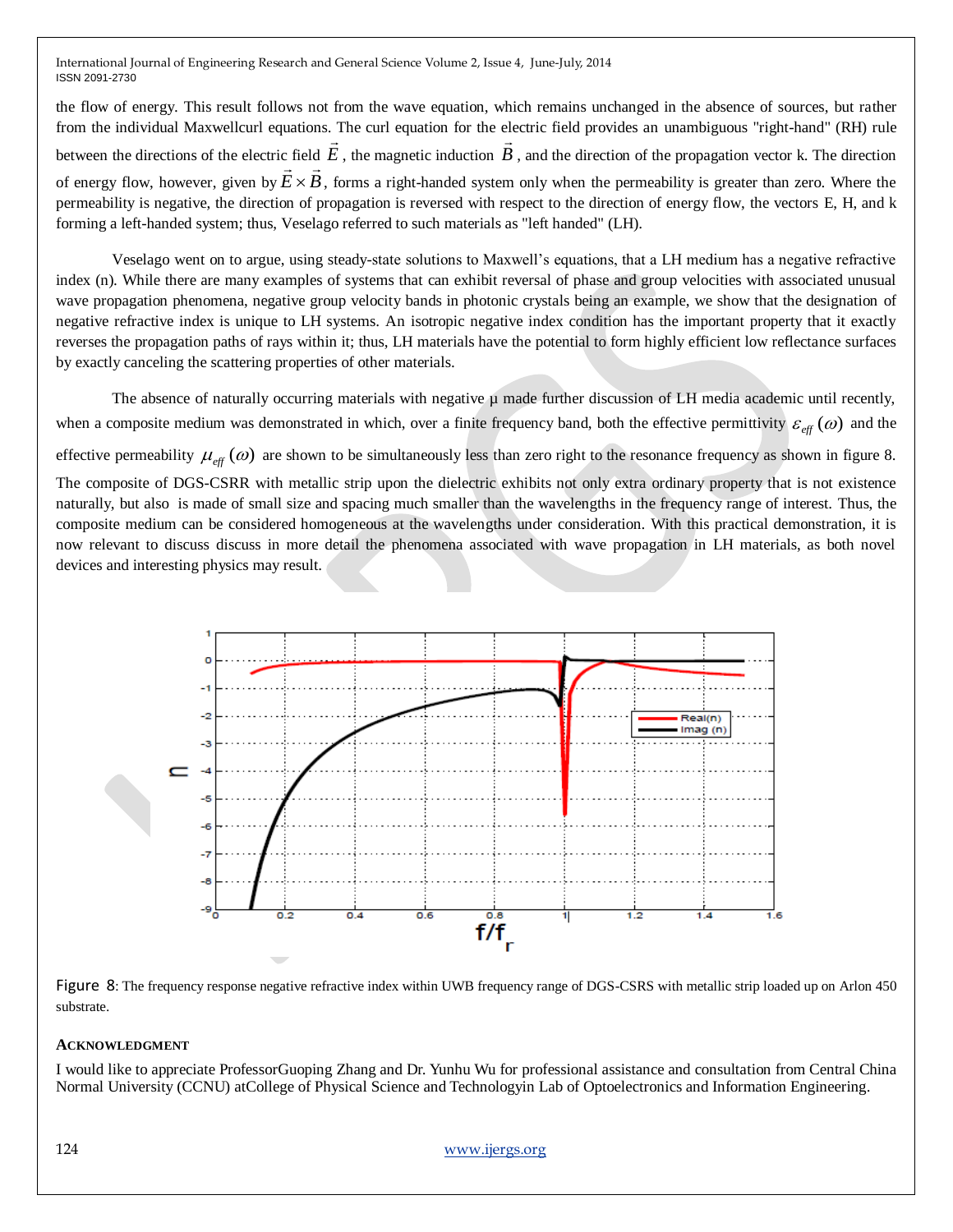the flow of energy. This result follows not from the wave equation, which remains unchanged in the absence of sources, but rather from the individual Maxwellcurl equations. The curl equation for the electric field provides an unambiguous "right-hand" (RH) rule between the directions of the electric field $\vec{E}$, the magnetic induction $\vec{B}$, and the direction of the propagation vector k. The direction of energy flow, however, given by $\vec{E} \times \vec{B}$, forms a right-handed system only when the permeability is greater than zero. Where the permeability is negative, the direction of propagation is reversed with respect to the direction of energy flow, the vectors E, H, and k forming a left-handed system; thus, Veselago referred to such materials as "left handed" (LH).

Veselago went on to argue, using steady-state solutions to Maxwell's equations, that a LH medium has a negative refractive index (n). While there are many examples of systems that can exhibit reversal of phase and group velocities with associated unusual wave propagation phenomena, negative group velocity bands in photonic crystals being an example, we show that the designation of negative refractive index is unique to LH systems. An isotropic negative index condition has the important property that it exactly reverses the propagation paths of rays within it; thus, LH materials have the potential to form highly efficient low reflectance surfaces by exactly canceling the scattering properties of other materials.

The absence of naturally occurring materials with negative μ made further discussion of LH media academic until recently, when a composite medium was demonstrated in which, over a finite frequency band, both the effective permittivity $\varepsilon_{eff}(\omega)$ and the effective permeability $\mu_{eff}(\omega)$ are shown to be simultaneously less than zero right to the resonance frequency as shown in figure 8. The composite of DGS-CSRR with metallic strip upon the dielectric exhibits not only extra ordinary property that is not existence naturally, but also is made of small size and spacing much smaller than the wavelengths in the frequency range of interest. Thus, the composite medium can be considered homogeneous at the wavelengths under consideration. With this practical demonstration, it is now relevant to discuss discuss in more detail the phenomena associated with wave propagation in LH materials, as both novel devices and interesting physics may result.

Figure 8: The frequency response negative refractive index within UWB frequency range of DGS-CSRS with metallic strip loaded up on Arlon 450 substrate.

## Acknowledgment

I would like to appreciate ProfessorGuoping Zhang and Dr. Yunhu Wu for professional assistance and consultation from Central China Normal University (CCNU) atCollege of Physical Science and Technologyin Lab of Optoelectronics and Information Engineering.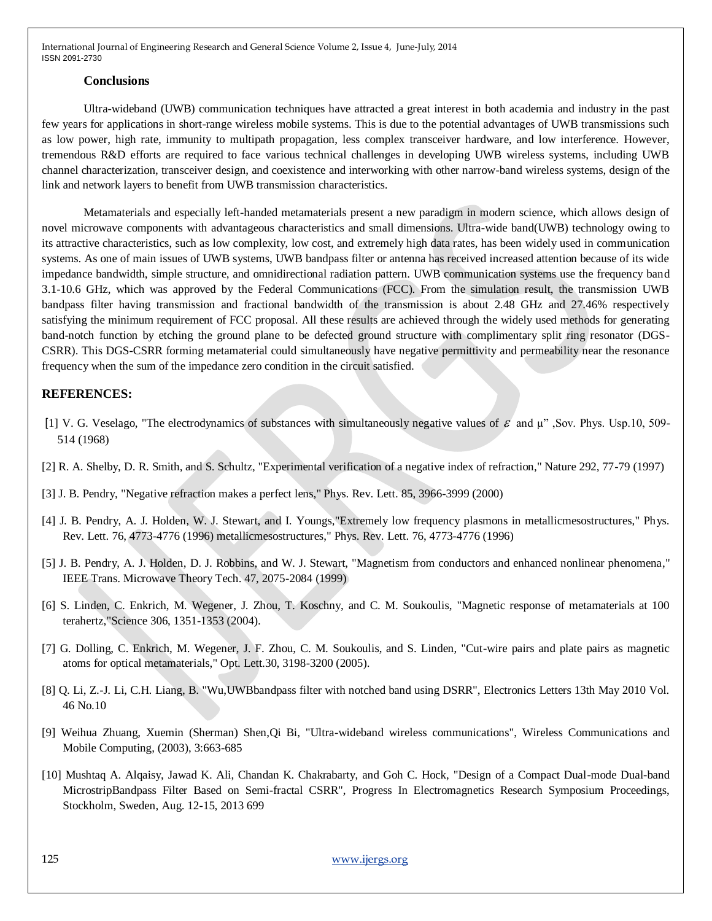### Conclusions

Ultra-wideband (UWB) communication techniques have attracted a great interest in both academia and industry in the past few years for applications in short-range wireless mobile systems. This is due to the potential advantages of UWB transmissions such as low power, high rate, immunity to multipath propagation, less complex transceiver hardware, and low interference. However, tremendous R&D efforts are required to face various technical challenges in developing UWB wireless systems, including UWB channel characterization, transceiver design, and coexistence and interworking with other narrow-band wireless systems, design of the link and network layers to benefit from UWB transmission characteristics.

Metamaterials and especially left-handed metamaterials present a new paradigm in modern science, which allows design of novel microwave components with advantageous characteristics and small dimensions. Ultra-wide band(UWB) technology owing to its attractive characteristics, such as low complexity, low cost, and extremely high data rates, has been widely used in communication systems. As one of main issues of UWB systems, UWB bandpass filter or antenna has received increased attention because of its wide impedance bandwidth, simple structure, and omnidirectional radiation pattern. UWB communication systems use the frequency band 3.1-10.6 GHz, which was approved by the Federal Communications (FCC). From the simulation result, the transmission UWB bandpass filter having transmission and fractional bandwidth of the transmission is about 2.48 GHz and 27.46% respectively satisfying the minimum requirement of FCC proposal. All these results are achieved through the widely used methods for generating band-notch function by etching the ground plane to be defected ground structure with complimentary split ring resonator (DGS-CSRR). This DGS-CSRR forming metamaterial could simultaneously have negative permittivity and permeability near the resonance frequency when the sum of the impedance zero condition in the circuit satisfied.

## REFERENCES:

[1] V. G. Veselago, "The electrodynamics of substances with simultaneously negative values of $\varepsilon$ and μ" ,Sov. Phys. Usp.10, 509-514 (1968)

[2] R. A. Shelby, D. R. Smith, and S. Schultz, "Experimental verification of a negative index of refraction," Nature 292, 77-79 (1997)

[3] J. B. Pendry, "Negative refraction makes a perfect lens," Phys. Rev. Lett. 85, 3966-3999 (2000)

[4] J. B. Pendry, A. J. Holden, W. J. Stewart, and I. Youngs,"Extremely low frequency plasmons in metallicmesostructures," Phys. Rev. Lett. 76, 4773-4776 (1996) metallicmesostructures," Phys. Rev. Lett. 76, 4773-4776 (1996)

[5] J. B. Pendry, A. J. Holden, D. J. Robbins, and W. J. Stewart, "Magnetism from conductors and enhanced nonlinear phenomena," IEEE Trans. Microwave Theory Tech. 47, 2075-2084 (1999)

[6] S. Linden, C. Enkrich, M. Wegener, J. Zhou, T. Koschny, and C. M. Soukoulis, "Magnetic response of metamaterials at 100 terahertz,"Science 306, 1351-1353 (2004).

[7] G. Dolling, C. Enkrich, M. Wegener, J. F. Zhou, C. M. Soukoulis, and S. Linden, "Cut-wire pairs and plate pairs as magnetic atoms for optical metamaterials," Opt. Lett.30, 3198-3200 (2005).

[8] Q. Li, Z.-J. Li, C.H. Liang, B. "Wu,UWBbandpass filter with notched band using DSRR", Electronics Letters 13th May 2010 Vol. 46 No.10

[9] Weihua Zhuang, Xuemin (Sherman) Shen,Qi Bi, "Ultra-wideband wireless communications", Wireless Communications and Mobile Computing, (2003), 3:663-685

[10] Mushtaq A. Alqaisy, Jawad K. Ali, Chandan K. Chakrabarty, and Goh C. Hock, "Design of a Compact Dual-mode Dual-band MicrostripBandpass Filter Based on Semi-fractal CSRR", Progress In Electromagnetics Research Symposium Proceedings, Stockholm, Sweden, Aug. 12-15, 2013 699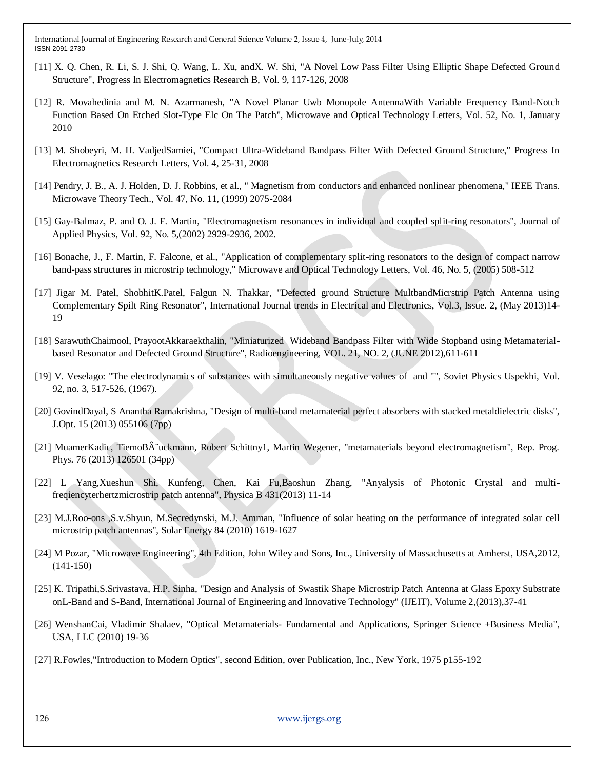[11] X. Q. Chen, R. Li, S. J. Shi, Q. Wang, L. Xu, andX. W. Shi, "A Novel Low Pass Filter Using Elliptic Shape Defected Ground Structure", Progress In Electromagnetics Research B, Vol. 9, 117-126, 2008

[12] R. Movahedinia and M. N. Azarmanesh, "A Novel Planar Uwb Monopole AntennaWith Variable Frequency Band-Notch Function Based On Etched Slot-Type Elc On The Patch", Microwave and Optical Technology Letters, Vol. 52, No. 1, January 2010

[13] M. Shobeyri, M. H. VadjedSamiei, "Compact Ultra-Wideband Bandpass Filter With Defected Ground Structure," Progress In Electromagnetics Research Letters, Vol. 4, 25-31, 2008

[14] Pendry, J. B., A. J. Holden, D. J. Robbins, et al., " Magnetism from conductors and enhanced nonlinear phenomena," IEEE Trans. Microwave Theory Tech., Vol. 47, No. 11, (1999) 2075-2084

[15] Gay-Balmaz, P. and O. J. F. Martin, "Electromagnetism resonances in individual and coupled split-ring resonators", Journal of Applied Physics, Vol. 92, No. 5,(2002) 2929-2936, 2002.

[16] Bonache, J., F. Martin, F. Falcone, et al., "Application of complementary split-ring resonators to the design of compact narrow band-pass structures in microstrip technology," Microwave and Optical Technology Letters, Vol. 46, No. 5, (2005) 508-512

[17] Jigar M. Patel, ShobhitK.Patel, Falgun N. Thakkar, "Defected ground Structure MultbandMicrstrip Patch Antenna using Complementary Spilt Ring Resonator", International Journal trends in Electrical and Electronics, Vol.3, Issue. 2, (May 2013)14-19

[18] SarawuthChaimool, PrayootAkkaraekthalin, "Miniaturized Wideband Bandpass Filter with Wide Stopband using Metamaterial-based Resonator and Defected Ground Structure", Radioengineering, VOL. 21, NO. 2, (JUNE 2012),611-611

[19] V. Veselago: "The electrodynamics of substances with simultaneously negative values of and "", Soviet Physics Uspekhi, Vol. 92, no. 3, 517-526, (1967).

[20] GovindDayal, S Anantha Ramakrishna, "Design of multi-band metamaterial perfect absorbers with stacked metaldielectric disks", J.Opt. 15 (2013) 055106 (7pp)

[21] MuamerKadic, TiemoBÂ¨uckmann, Robert Schittny1, Martin Wegener, "metamaterials beyond electromagnetism", Rep. Prog. Phys. 76 (2013) 126501 (34pp)

[22] L Yang,Xueshun Shi, Kunfeng, Chen, Kai Fu,Baoshun Zhang, "Anyalysis of Photonic Crystal and multi-freqiencyterhertzmicrostrip patch antenna", Physica B 431(2013) 11-14

[23] M.J.Roo-ons ,S.v.Shyun, M.Secredynski, M.J. Amman, "Influence of solar heating on the performance of integrated solar cell microstrip patch antennas", Solar Energy 84 (2010) 1619-1627

[24] M Pozar, "Microwave Engineering", 4th Edition, John Wiley and Sons, Inc., University of Massachusetts at Amherst, USA,2012, (141-150)

[25] K. Tripathi,S.Srivastava, H.P. Sinha, "Design and Analysis of Swastik Shape Microstrip Patch Antenna at Glass Epoxy Substrate onL-Band and S-Band, International Journal of Engineering and Innovative Technology" (IJEIT), Volume 2,(2013),37-41

[26] WenshanCai, Vladimir Shalaev, "Optical Metamaterials- Fundamental and Applications, Springer Science +Business Media", USA, LLC (2010) 19-36

[27] R.Fowles,"Introduction to Modern Optics", second Edition, over Publication, Inc., New York, 1975 p155-192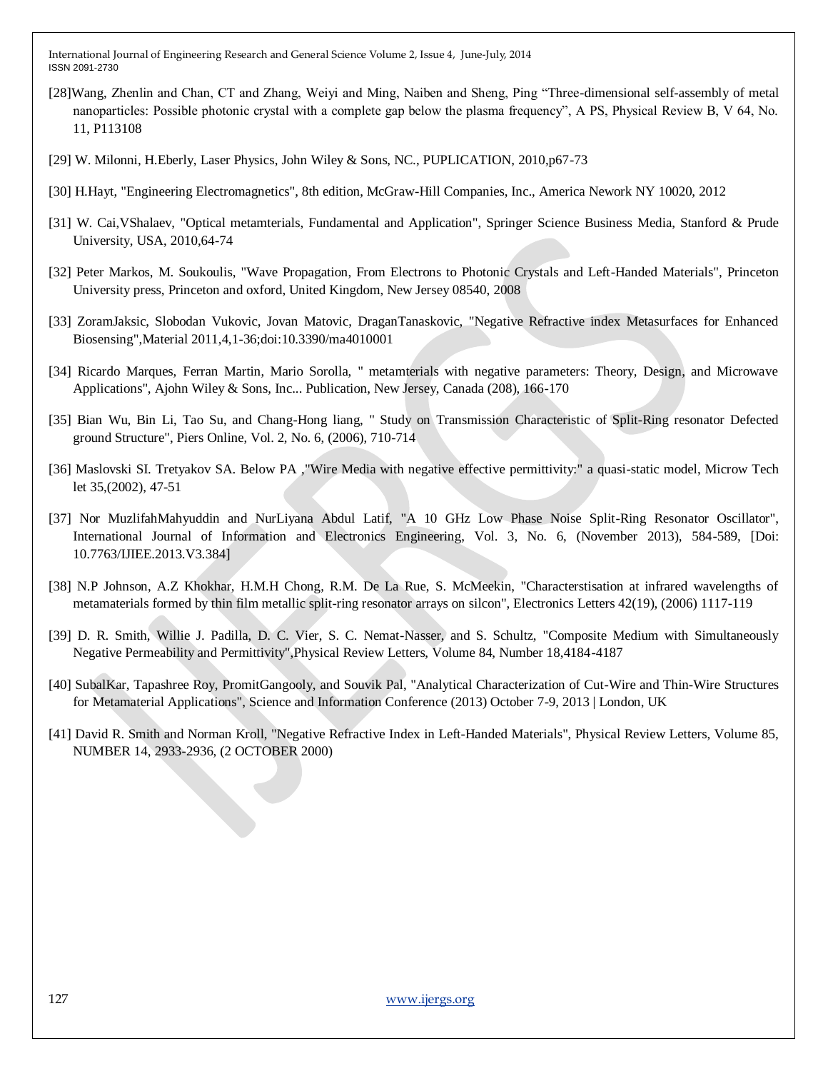[28]Wang, Zhenlin and Chan, CT and Zhang, Weiyi and Ming, Naiben and Sheng, Ping "Three-dimensional self-assembly of metal nanoparticles: Possible photonic crystal with a complete gap below the plasma frequency", A PS, Physical Review B, V 64, No. 11, P113108

[29] W. Milonni, H.Eberly, Laser Physics, John Wiley & Sons, NC., PUPLICATION, 2010,p67-73

[30] H.Hayt, "Engineering Electromagnetics", 8th edition, McGraw-Hill Companies, Inc., America Nework NY 10020, 2012

[31] W. Cai,VShalaev, "Optical metamterials, Fundamental and Application", Springer Science Business Media, Stanford & Prude University, USA, 2010,64-74

[32] Peter Markos, M. Soukoulis, "Wave Propagation, From Electrons to Photonic Crystals and Left-Handed Materials", Princeton University press, Princeton and oxford, United Kingdom, New Jersey 08540, 2008

[33] ZoramJaksic, Slobodan Vukovic, Jovan Matovic, DraganTanaskovic, "Negative Refractive index Metasurfaces for Enhanced Biosensing",Material 2011,4,1-36;doi:10.3390/ma4010001

[34] Ricardo Marques, Ferran Martin, Mario Sorolla, " metamterials with negative parameters: Theory, Design, and Microwave Applications", Ajohn Wiley & Sons, Inc... Publication, New Jersey, Canada (208), 166-170

[35] Bian Wu, Bin Li, Tao Su, and Chang-Hong liang, " Study on Transmission Characteristic of Split-Ring resonator Defected ground Structure", Piers Online, Vol. 2, No. 6, (2006), 710-714

[36] Maslovski SI. Tretyakov SA. Below PA ,"Wire Media with negative effective permittivity:" a quasi-static model, Microw Tech let 35,(2002), 47-51

[37] Nor MuzlifahMahyuddin and NurLiyana Abdul Latif, "A 10 GHz Low Phase Noise Split-Ring Resonator Oscillator", International Journal of Information and Electronics Engineering, Vol. 3, No. 6, (November 2013), 584-589, [Doi: 10.7763/IJIEE.2013.V3.384]

[38] N.P Johnson, A.Z Khokhar, H.M.H Chong, R.M. De La Rue, S. McMeekin, "Characterstisation at infrared wavelengths of metamaterials formed by thin film metallic split-ring resonator arrays on silcon", Electronics Letters 42(19), (2006) 1117-119

[39] D. R. Smith, Willie J. Padilla, D. C. Vier, S. C. Nemat-Nasser, and S. Schultz, "Composite Medium with Simultaneously Negative Permeability and Permittivity",Physical Review Letters, Volume 84, Number 18,4184-4187

[40] SubalKar, Tapashree Roy, PromitGangooly, and Souvik Pal, "Analytical Characterization of Cut-Wire and Thin-Wire Structures for Metamaterial Applications", Science and Information Conference (2013) October 7-9, 2013 | London, UK

[41] David R. Smith and Norman Kroll, "Negative Refractive Index in Left-Handed Materials", Physical Review Letters, Volume 85, NUMBER 14, 2933-2936, (2 OCTOBER 2000)